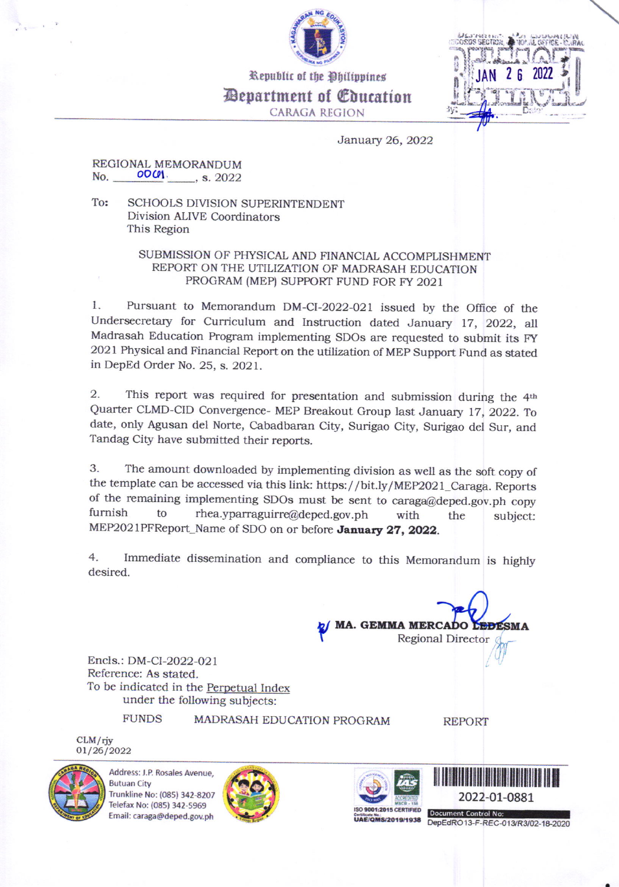Republic of the Philippines
**Department of Education**
CARAGA REGION

RECORDS SECTION, REGIONAL OFFICE - CARAGA
RELEASED
JAN 26 2022

January 26, 2022

REGIONAL MEMORANDUM
No. 0001, s. 2022

To: SCHOOLS DIVISION SUPERINTENDENT
Division ALIVE Coordinators
This Region

SUBMISSION OF PHYSICAL AND FINANCIAL ACCOMPLISHMENT REPORT ON THE UTILIZATION OF MADRASAH EDUCATION PROGRAM (MEP) SUPPORT FUND FOR FY 2021

1. Pursuant to Memorandum DM-CI-2022-021 issued by the Office of the Undersecretary for Curriculum and Instruction dated January 17, 2022, all Madrasah Education Program implementing SDOs are requested to submit its FY 2021 Physical and Financial Report on the utilization of MEP Support Fund as stated in DepEd Order No. 25, s. 2021.

2. This report was required for presentation and submission during the 4th Quarter CLMD-CID Convergence- MEP Breakout Group last January 17, 2022. To date, only Agusan del Norte, Cabadbaran City, Surigao City, Surigao del Sur, and Tandag City have submitted their reports.

3. The amount downloaded by implementing division as well as the soft copy of the template can be accessed via this link: https://bit.ly/MEP2021_Caraga. Reports of the remaining implementing SDOs must be sent to caraga@deped.gov.ph copy furnish to rhea.yparraguirre@deped.gov.ph with the subject: MEP2021PFReport_Name of SDO on or before **January 27, 2022**.

4. Immediate dissemination and compliance to this Memorandum is highly desired.

**MA. GEMMA MERCADO LEDESMA**
Regional Director

Encls.: DM-CI-2022-021
Reference: As stated.
To be indicated in the Perpetual Index
under the following subjects:

FUNDS MADRASAH EDUCATION PROGRAM REPORT

CLM/rjy
01/26/2022

Address: J.P. Rosales Avenue, Butuan City
Trunkline No: (085) 342-8207
Telefax No: (085) 342-5969
Email: caraga@deped.gov.ph

ISO 9001:2015 CERTIFIED
Certificate No.: UAE/QMS/2019/1938

2022-01-0881

Document Control No: DepEdRO13-F-REC-013/R3/02-18-2020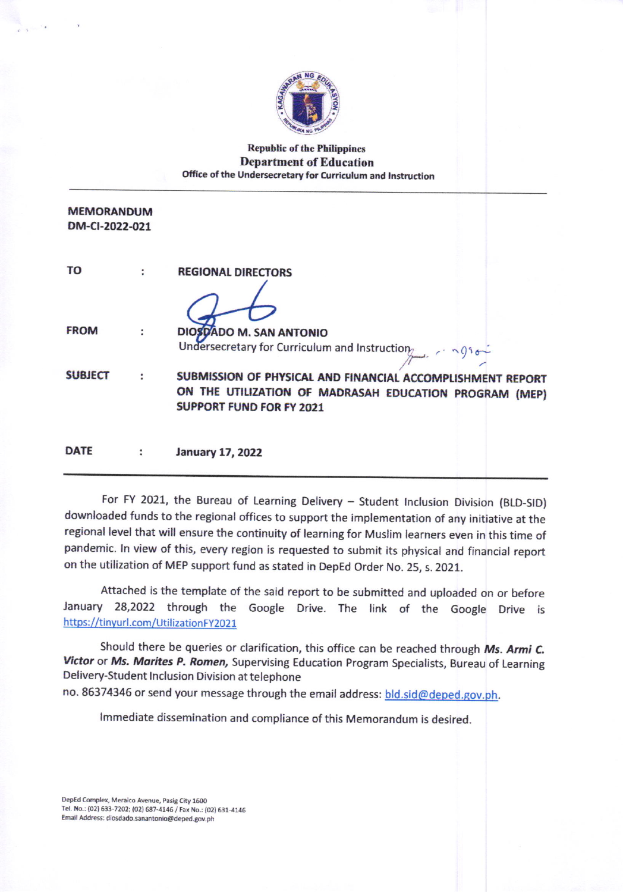Republic of the Philippines
**Department of Education**
**Office of the Undersecretary for Curriculum and Instruction**

---

**MEMORANDUM**
**DM-CI-2022-021**

| | | |
|---|---|---|
| **TO** | : | **REGIONAL DIRECTORS** |
| **FROM** | : | **DIOSDADO M. SAN ANTONIO**<br>Undersecretary for Curriculum and Instruction |
| **SUBJECT** | : | **SUBMISSION OF PHYSICAL AND FINANCIAL ACCOMPLISHMENT REPORT ON THE UTILIZATION OF MADRASAH EDUCATION PROGRAM (MEP) SUPPORT FUND FOR FY 2021** |
| **DATE** | : | **January 17, 2022** |

---

For FY 2021, the Bureau of Learning Delivery – Student Inclusion Division (BLD-SID) downloaded funds to the regional offices to support the implementation of any initiative at the regional level that will ensure the continuity of learning for Muslim learners even in this time of pandemic. In view of this, every region is requested to submit its physical and financial report on the utilization of MEP support fund as stated in DepEd Order No. 25, s. 2021.

Attached is the template of the said report to be submitted and uploaded on or before January 28,2022 through the Google Drive. The link of the Google Drive is https://tinyurl.com/UtilizationFY2021

Should there be queries or clarification, this office can be reached through ***Ms. Armi C. Victor*** or ***Ms. Marites P. Romen,*** Supervising Education Program Specialists, Bureau of Learning Delivery-Student Inclusion Division at telephone no. 86374346 or send your message through the email address: bld.sid@deped.gov.ph.

Immediate dissemination and compliance of this Memorandum is desired.

DepEd Complex, Meralco Avenue, Pasig City 1600
Tel. No.: (02) 633-7202; (02) 687-4146 / Fax No.: (02) 631-4146
Email Address: diosdado.sanantonio@deped.gov.ph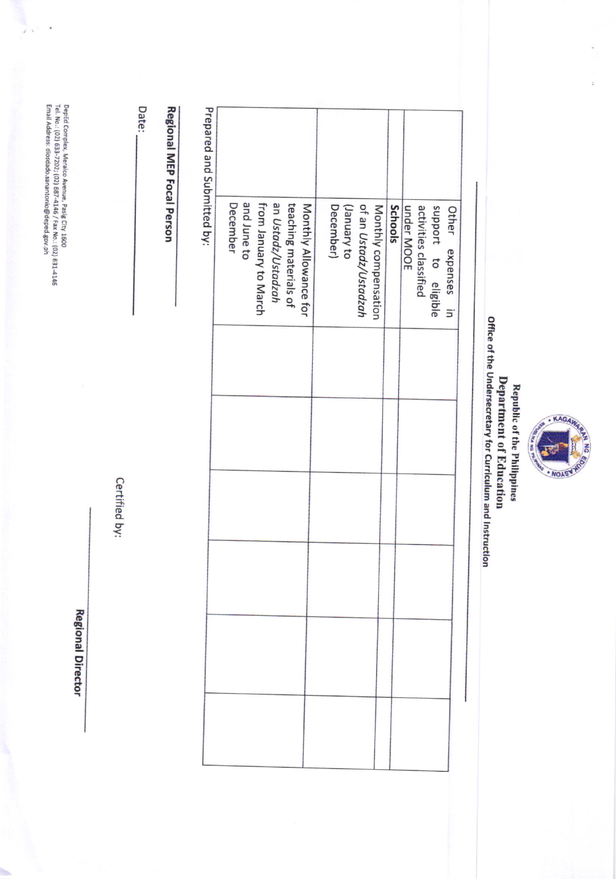Republic of the Philippines
Department of Education
Office of the Undersecretary for Curriculum and Instruction

| | | | | | | |
|---|---|---|---|---|---|---|
| | Other expenses in support to eligible activities classified under MOOE | | | | | |
| | **Schools** | | | | | |
| | Monthly compensation of an *Ustadz/Ustadzah* (January to December) | | | | | |
| | Monthly Allowance for teaching materials of an *Ustadz/Ustadzah* from January to March and June to December | | | | | |

Prepared and Submitted by:

_______________________
**Regional MEP Focal Person**

Date: _______________

Certified by:

_______________________
**Regional Director**

DepEd Complex, Meralco Avenue, Pasig City 1600
Tel. No.: (02) 633-7202; (02) 687-4146 / Fax No.: (02) 631-4146
Email Address: diosdado.sanantonio@deped.gov.ph